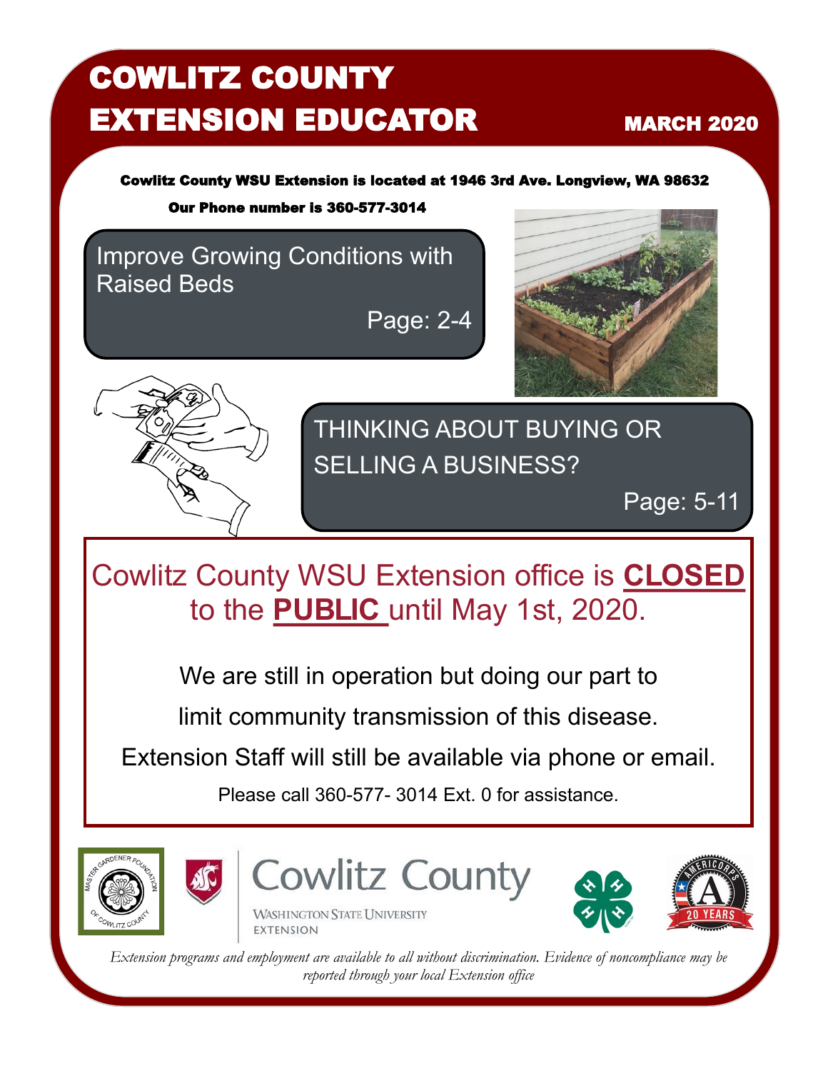# COWLITZ COUNTY EXTENSION EDUCATOR

**MARCH 2020**

**Cowlitz County WSU Extension is located at 1946 3rd Ave. Longview, WA 98632**

**Our Phone number is 360-577-3014**

## Improve Growing Conditions with Raised Beds

Page: 2-4

## THINKING ABOUT BUYING OR SELLING A BUSINESS?

Page: 5-11

## Cowlitz County WSU Extension office is **CLOSED** to the **PUBLIC** until May 1st, 2020.

We are still in operation but doing our part to limit community transmission of this disease.

Extension Staff will still be available via phone or email.

Please call 360-577- 3014 Ext. 0 for assistance.

Cowlitz County
Washington State University
Extension

*Extension programs and employment are available to all without discrimination. Evidence of noncompliance may be reported through your local Extension office*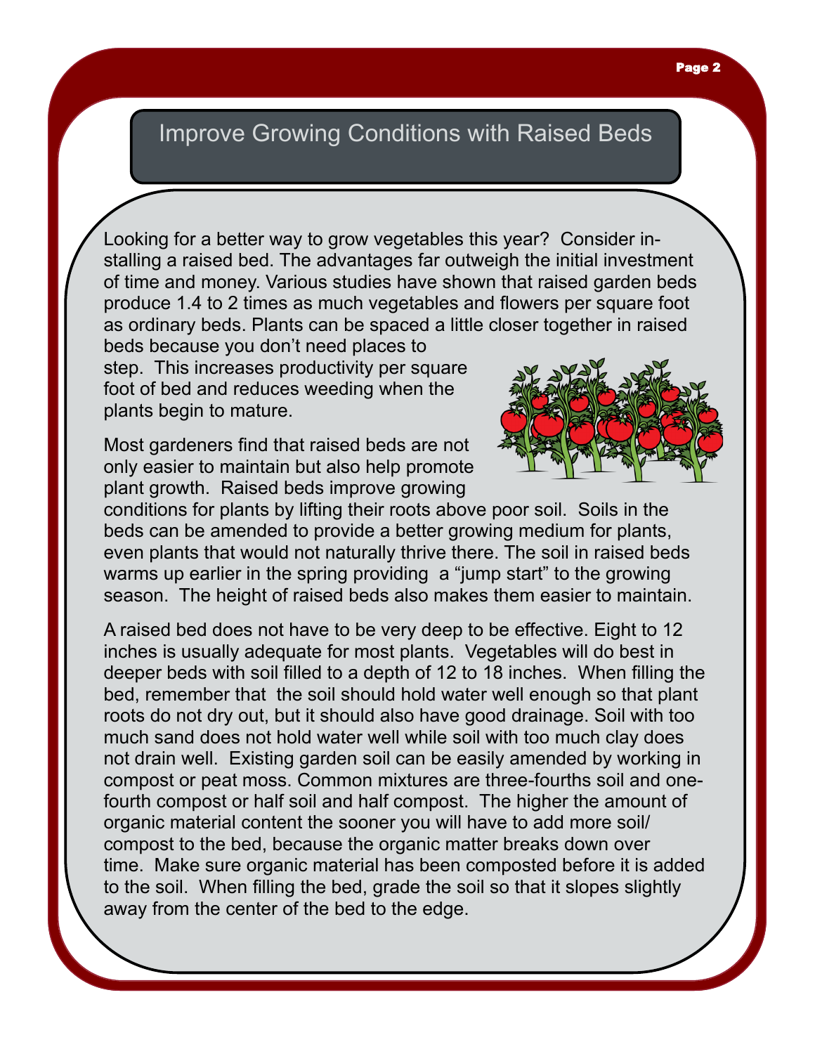# Improve Growing Conditions with Raised Beds

Looking for a better way to grow vegetables this year? Consider installing a raised bed. The advantages far outweigh the initial investment of time and money. Various studies have shown that raised garden beds produce 1.4 to 2 times as much vegetables and flowers per square foot as ordinary beds. Plants can be spaced a little closer together in raised beds because you don't need places to step. This increases productivity per square foot of bed and reduces weeding when the plants begin to mature.

Most gardeners find that raised beds are not only easier to maintain but also help promote plant growth. Raised beds improve growing conditions for plants by lifting their roots above poor soil. Soils in the beds can be amended to provide a better growing medium for plants, even plants that would not naturally thrive there. The soil in raised beds warms up earlier in the spring providing a "jump start" to the growing season. The height of raised beds also makes them easier to maintain.

A raised bed does not have to be very deep to be effective. Eight to 12 inches is usually adequate for most plants. Vegetables will do best in deeper beds with soil filled to a depth of 12 to 18 inches. When filling the bed, remember that the soil should hold water well enough so that plant roots do not dry out, but it should also have good drainage. Soil with too much sand does not hold water well while soil with too much clay does not drain well. Existing garden soil can be easily amended by working in compost or peat moss. Common mixtures are three-fourths soil and one-fourth compost or half soil and half compost. The higher the amount of organic material content the sooner you will have to add more soil/compost to the bed, because the organic matter breaks down over time. Make sure organic material has been composted before it is added to the soil. When filling the bed, grade the soil so that it slopes slightly away from the center of the bed to the edge.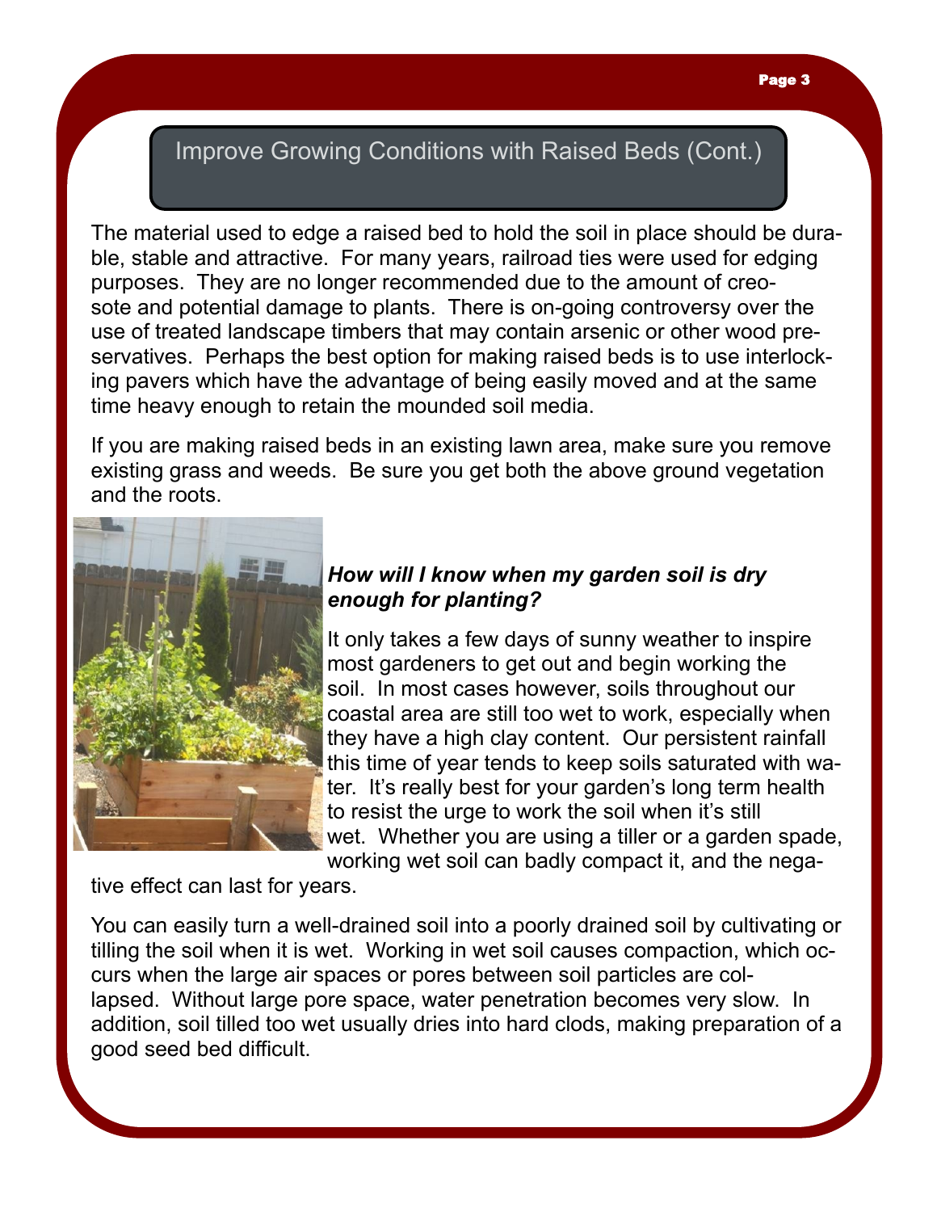## Improve Growing Conditions with Raised Beds (Cont.)

The material used to edge a raised bed to hold the soil in place should be durable, stable and attractive. For many years, railroad ties were used for edging purposes. They are no longer recommended due to the amount of creosote and potential damage to plants. There is on-going controversy over the use of treated landscape timbers that may contain arsenic or other wood preservatives. Perhaps the best option for making raised beds is to use interlocking pavers which have the advantage of being easily moved and at the same time heavy enough to retain the mounded soil media.

If you are making raised beds in an existing lawn area, make sure you remove existing grass and weeds. Be sure you get both the above ground vegetation and the roots.

***How will I know when my garden soil is dry enough for planting?***

It only takes a few days of sunny weather to inspire most gardeners to get out and begin working the soil. In most cases however, soils throughout our coastal area are still too wet to work, especially when they have a high clay content. Our persistent rainfall this time of year tends to keep soils saturated with water. It's really best for your garden's long term health to resist the urge to work the soil when it's still wet. Whether you are using a tiller or a garden spade, working wet soil can badly compact it, and the negative effect can last for years.

You can easily turn a well-drained soil into a poorly drained soil by cultivating or tilling the soil when it is wet. Working in wet soil causes compaction, which occurs when the large air spaces or pores between soil particles are collapsed. Without large pore space, water penetration becomes very slow. In addition, soil tilled too wet usually dries into hard clods, making preparation of a good seed bed difficult.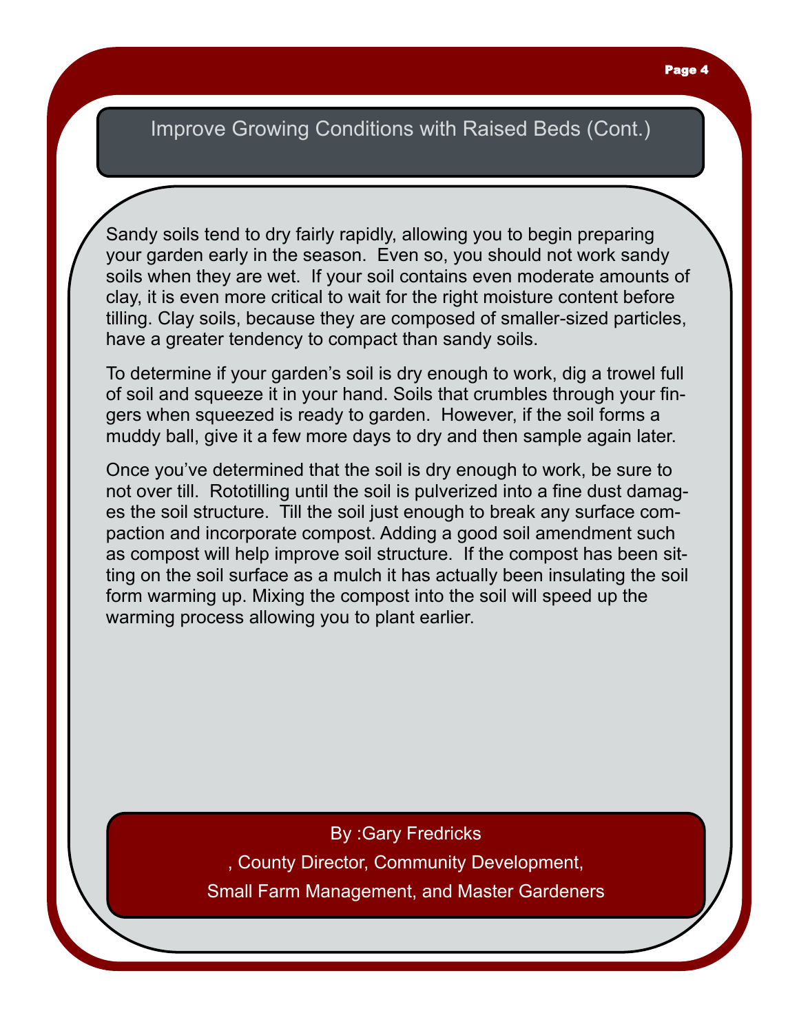## Improve Growing Conditions with Raised Beds (Cont.)

Sandy soils tend to dry fairly rapidly, allowing you to begin preparing your garden early in the season. Even so, you should not work sandy soils when they are wet. If your soil contains even moderate amounts of clay, it is even more critical to wait for the right moisture content before tilling. Clay soils, because they are composed of smaller-sized particles, have a greater tendency to compact than sandy soils.

To determine if your garden's soil is dry enough to work, dig a trowel full of soil and squeeze it in your hand. Soils that crumbles through your fingers when squeezed is ready to garden. However, if the soil forms a muddy ball, give it a few more days to dry and then sample again later.

Once you've determined that the soil is dry enough to work, be sure to not over till. Rototilling until the soil is pulverized into a fine dust damages the soil structure. Till the soil just enough to break any surface compaction and incorporate compost. Adding a good soil amendment such as compost will help improve soil structure. If the compost has been sitting on the soil surface as a mulch it has actually been insulating the soil form warming up. Mixing the compost into the soil will speed up the warming process allowing you to plant earlier.

By :Gary Fredricks

, County Director, Community Development,

Small Farm Management, and Master Gardeners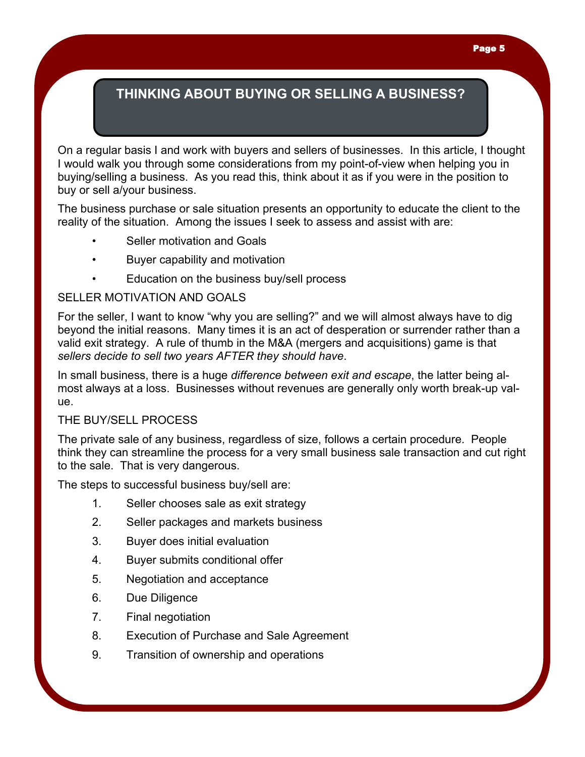## THINKING ABOUT BUYING OR SELLING A BUSINESS?

On a regular basis I and work with buyers and sellers of businesses. In this article, I thought I would walk you through some considerations from my point-of-view when helping you in buying/selling a business. As you read this, think about it as if you were in the position to buy or sell a/your business.

The business purchase or sale situation presents an opportunity to educate the client to the reality of the situation. Among the issues I seek to assess and assist with are:

- Seller motivation and Goals
- Buyer capability and motivation
- Education on the business buy/sell process

### SELLER MOTIVATION AND GOALS

For the seller, I want to know "why you are selling?" and we will almost always have to dig beyond the initial reasons. Many times it is an act of desperation or surrender rather than a valid exit strategy. A rule of thumb in the M&A (mergers and acquisitions) game is that *sellers decide to sell two years AFTER they should have*.

In small business, there is a huge *difference between exit and escape*, the latter being almost always at a loss. Businesses without revenues are generally only worth break-up value.

### THE BUY/SELL PROCESS

The private sale of any business, regardless of size, follows a certain procedure. People think they can streamline the process for a very small business sale transaction and cut right to the sale. That is very dangerous.

The steps to successful business buy/sell are:

1. Seller chooses sale as exit strategy
2. Seller packages and markets business
3. Buyer does initial evaluation
4. Buyer submits conditional offer
5. Negotiation and acceptance
6. Due Diligence
7. Final negotiation
8. Execution of Purchase and Sale Agreement
9. Transition of ownership and operations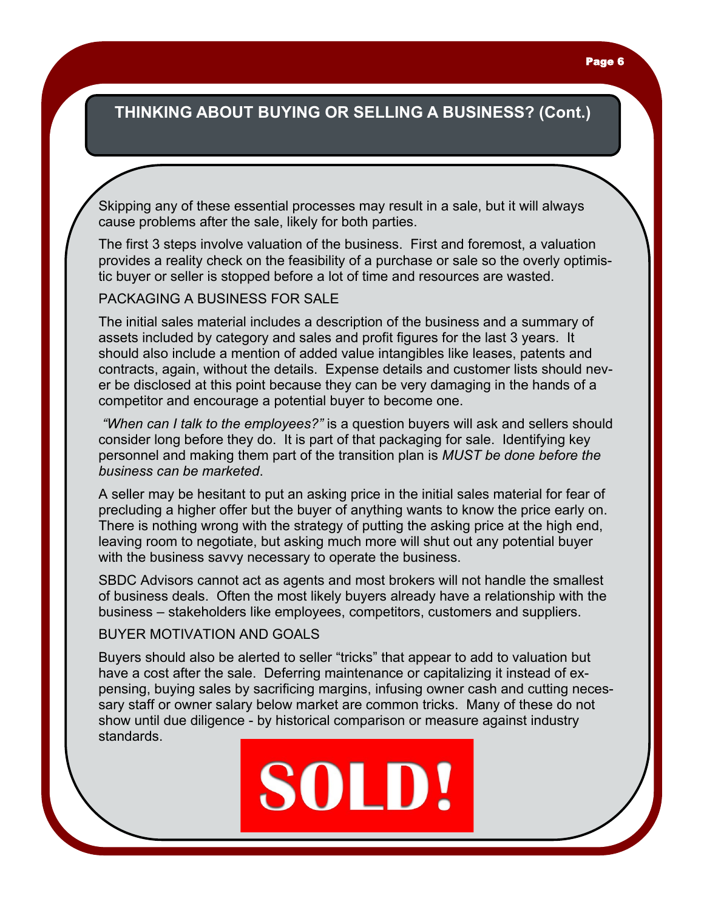## THINKING ABOUT BUYING OR SELLING A BUSINESS? (Cont.)

Skipping any of these essential processes may result in a sale, but it will always cause problems after the sale, likely for both parties.

The first 3 steps involve valuation of the business. First and foremost, a valuation provides a reality check on the feasibility of a purchase or sale so the overly optimistic buyer or seller is stopped before a lot of time and resources are wasted.

### PACKAGING A BUSINESS FOR SALE

The initial sales material includes a description of the business and a summary of assets included by category and sales and profit figures for the last 3 years. It should also include a mention of added value intangibles like leases, patents and contracts, again, without the details. Expense details and customer lists should never be disclosed at this point because they can be very damaging in the hands of a competitor and encourage a potential buyer to become one.

*"When can I talk to the employees?"* is a question buyers will ask and sellers should consider long before they do. It is part of that packaging for sale. Identifying key personnel and making them part of the transition plan is *MUST be done before the business can be marketed*.

A seller may be hesitant to put an asking price in the initial sales material for fear of precluding a higher offer but the buyer of anything wants to know the price early on. There is nothing wrong with the strategy of putting the asking price at the high end, leaving room to negotiate, but asking much more will shut out any potential buyer with the business savvy necessary to operate the business.

SBDC Advisors cannot act as agents and most brokers will not handle the smallest of business deals. Often the most likely buyers already have a relationship with the business – stakeholders like employees, competitors, customers and suppliers.

### BUYER MOTIVATION AND GOALS

Buyers should also be alerted to seller "tricks" that appear to add to valuation but have a cost after the sale. Deferring maintenance or capitalizing it instead of expensing, buying sales by sacrificing margins, infusing owner cash and cutting necessary staff or owner salary below market are common tricks. Many of these do not show until due diligence - by historical comparison or measure against industry standards.

SOLD!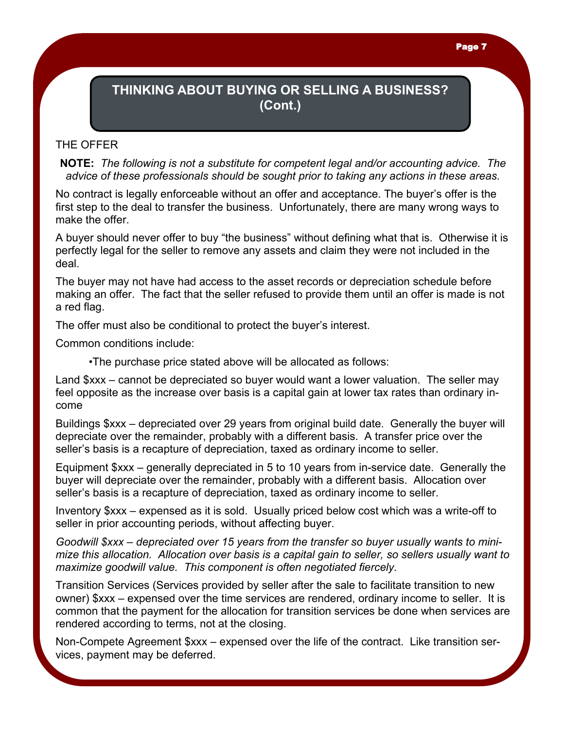## THINKING ABOUT BUYING OR SELLING A BUSINESS? (Cont.)

THE OFFER

**NOTE:** *The following is not a substitute for competent legal and/or accounting advice. The advice of these professionals should be sought prior to taking any actions in these areas.*

No contract is legally enforceable without an offer and acceptance. The buyer's offer is the first step to the deal to transfer the business. Unfortunately, there are many wrong ways to make the offer.

A buyer should never offer to buy "the business" without defining what that is. Otherwise it is perfectly legal for the seller to remove any assets and claim they were not included in the deal.

The buyer may not have had access to the asset records or depreciation schedule before making an offer. The fact that the seller refused to provide them until an offer is made is not a red flag.

The offer must also be conditional to protect the buyer's interest.

Common conditions include:

- The purchase price stated above will be allocated as follows:

Land $xxx – cannot be depreciated so buyer would want a lower valuation. The seller may feel opposite as the increase over basis is a capital gain at lower tax rates than ordinary income

Buildings $xxx – depreciated over 29 years from original build date. Generally the buyer will depreciate over the remainder, probably with a different basis. A transfer price over the seller's basis is a recapture of depreciation, taxed as ordinary income to seller.

Equipment $xxx – generally depreciated in 5 to 10 years from in-service date. Generally the buyer will depreciate over the remainder, probably with a different basis. Allocation over seller's basis is a recapture of depreciation, taxed as ordinary income to seller.

Inventory $xxx – expensed as it is sold. Usually priced below cost which was a write-off to seller in prior accounting periods, without affecting buyer.

*Goodwill $xxx – depreciated over 15 years from the transfer so buyer usually wants to minimize this allocation. Allocation over basis is a capital gain to seller, so sellers usually want to maximize goodwill value. This component is often negotiated fiercely.*

Transition Services (Services provided by seller after the sale to facilitate transition to new owner) $xxx – expensed over the time services are rendered, ordinary income to seller. It is common that the payment for the allocation for transition services be done when services are rendered according to terms, not at the closing.

Non-Compete Agreement $xxx – expensed over the life of the contract. Like transition services, payment may be deferred.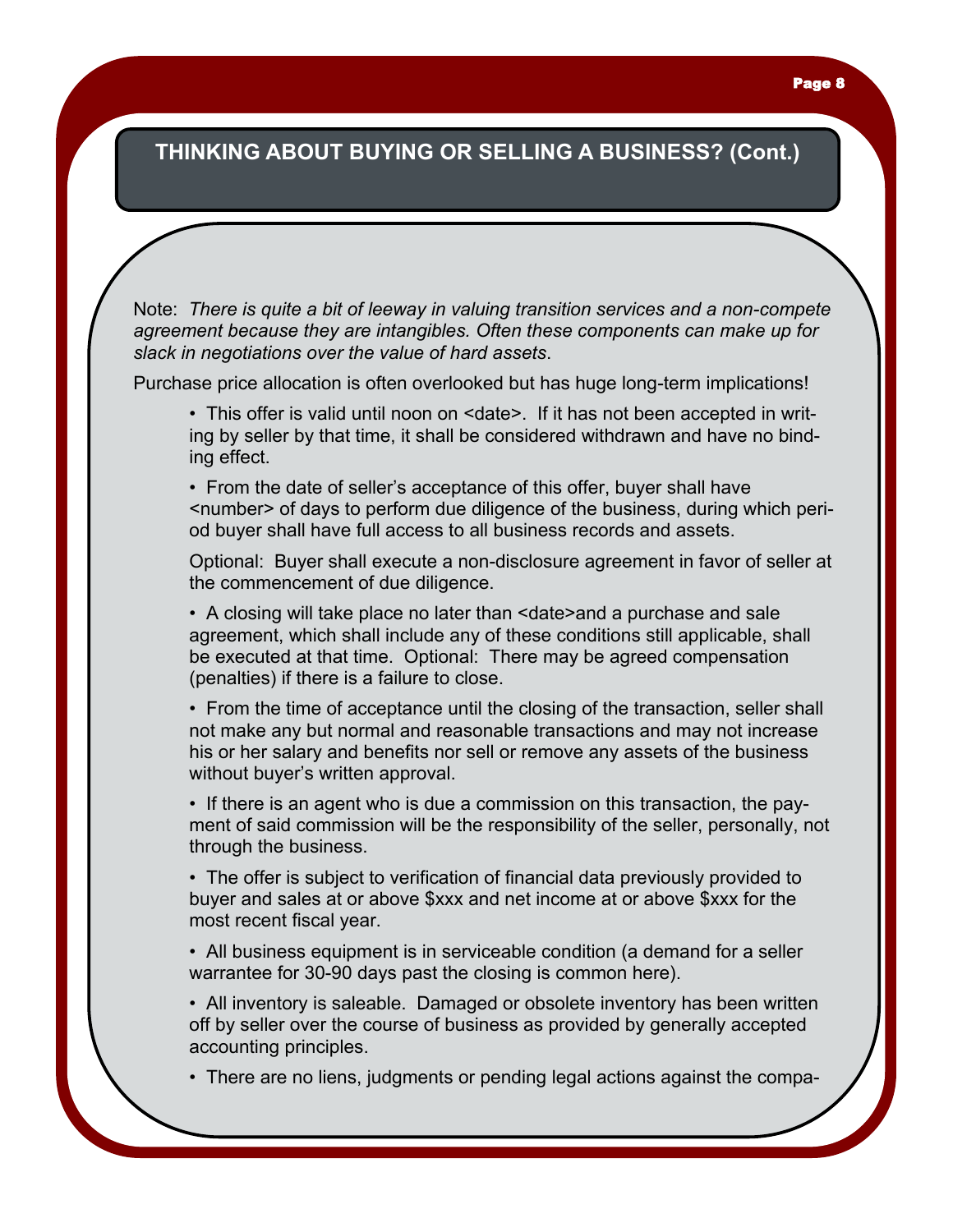## THINKING ABOUT BUYING OR SELLING A BUSINESS? (Cont.)

Note: *There is quite a bit of leeway in valuing transition services and a non-compete agreement because they are intangibles. Often these components can make up for slack in negotiations over the value of hard assets*.

Purchase price allocation is often overlooked but has huge long-term implications!

- This offer is valid until noon on <date>. If it has not been accepted in writing by seller by that time, it shall be considered withdrawn and have no binding effect.
- From the date of seller's acceptance of this offer, buyer shall have <number> of days to perform due diligence of the business, during which period buyer shall have full access to all business records and assets.

  Optional: Buyer shall execute a non-disclosure agreement in favor of seller at the commencement of due diligence.
- A closing will take place no later than <date>and a purchase and sale agreement, which shall include any of these conditions still applicable, shall be executed at that time. Optional: There may be agreed compensation (penalties) if there is a failure to close.
- From the time of acceptance until the closing of the transaction, seller shall not make any but normal and reasonable transactions and may not increase his or her salary and benefits nor sell or remove any assets of the business without buyer's written approval.
- If there is an agent who is due a commission on this transaction, the payment of said commission will be the responsibility of the seller, personally, not through the business.
- The offer is subject to verification of financial data previously provided to buyer and sales at or above $xxx and net income at or above $xxx for the most recent fiscal year.
- All business equipment is in serviceable condition (a demand for a seller warrantee for 30-90 days past the closing is common here).
- All inventory is saleable. Damaged or obsolete inventory has been written off by seller over the course of business as provided by generally accepted accounting principles.
- There are no liens, judgments or pending legal actions against the compa-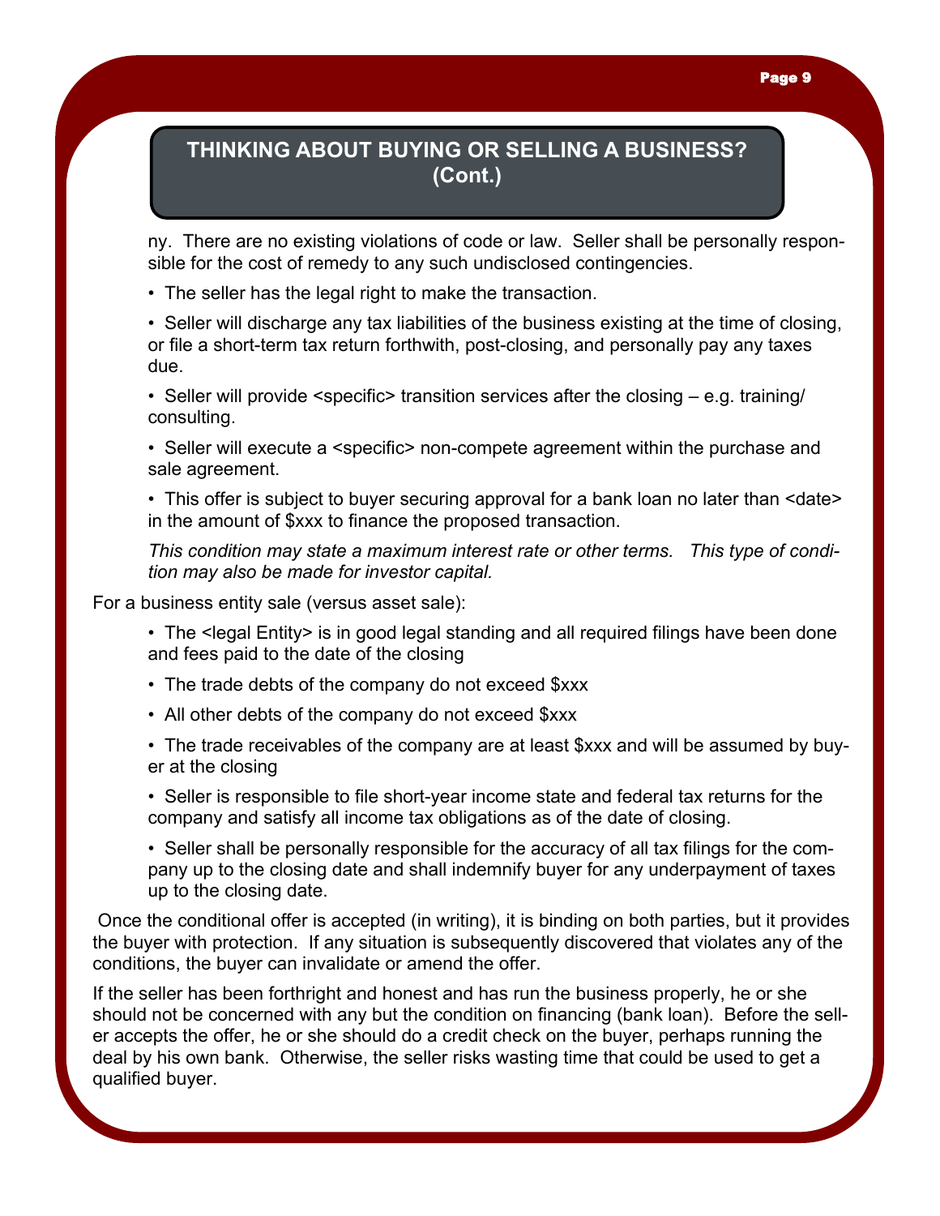## THINKING ABOUT BUYING OR SELLING A BUSINESS? (Cont.)

ny. There are no existing violations of code or law. Seller shall be personally responsible for the cost of remedy to any such undisclosed contingencies.

- The seller has the legal right to make the transaction.
- Seller will discharge any tax liabilities of the business existing at the time of closing, or file a short-term tax return forthwith, post-closing, and personally pay any taxes due.
- Seller will provide <specific> transition services after the closing – e.g. training/ consulting.
- Seller will execute a <specific> non-compete agreement within the purchase and sale agreement.
- This offer is subject to buyer securing approval for a bank loan no later than <date> in the amount of $xxx to finance the proposed transaction.

*This condition may state a maximum interest rate or other terms. This type of condition may also be made for investor capital.*

For a business entity sale (versus asset sale):

- The <legal Entity> is in good legal standing and all required filings have been done and fees paid to the date of the closing
- The trade debts of the company do not exceed $xxx
- All other debts of the company do not exceed $xxx
- The trade receivables of the company are at least $xxx and will be assumed by buyer at the closing
- Seller is responsible to file short-year income state and federal tax returns for the company and satisfy all income tax obligations as of the date of closing.
- Seller shall be personally responsible for the accuracy of all tax filings for the company up to the closing date and shall indemnify buyer for any underpayment of taxes up to the closing date.

Once the conditional offer is accepted (in writing), it is binding on both parties, but it provides the buyer with protection. If any situation is subsequently discovered that violates any of the conditions, the buyer can invalidate or amend the offer.

If the seller has been forthright and honest and has run the business properly, he or she should not be concerned with any but the condition on financing (bank loan). Before the seller accepts the offer, he or she should do a credit check on the buyer, perhaps running the deal by his own bank. Otherwise, the seller risks wasting time that could be used to get a qualified buyer.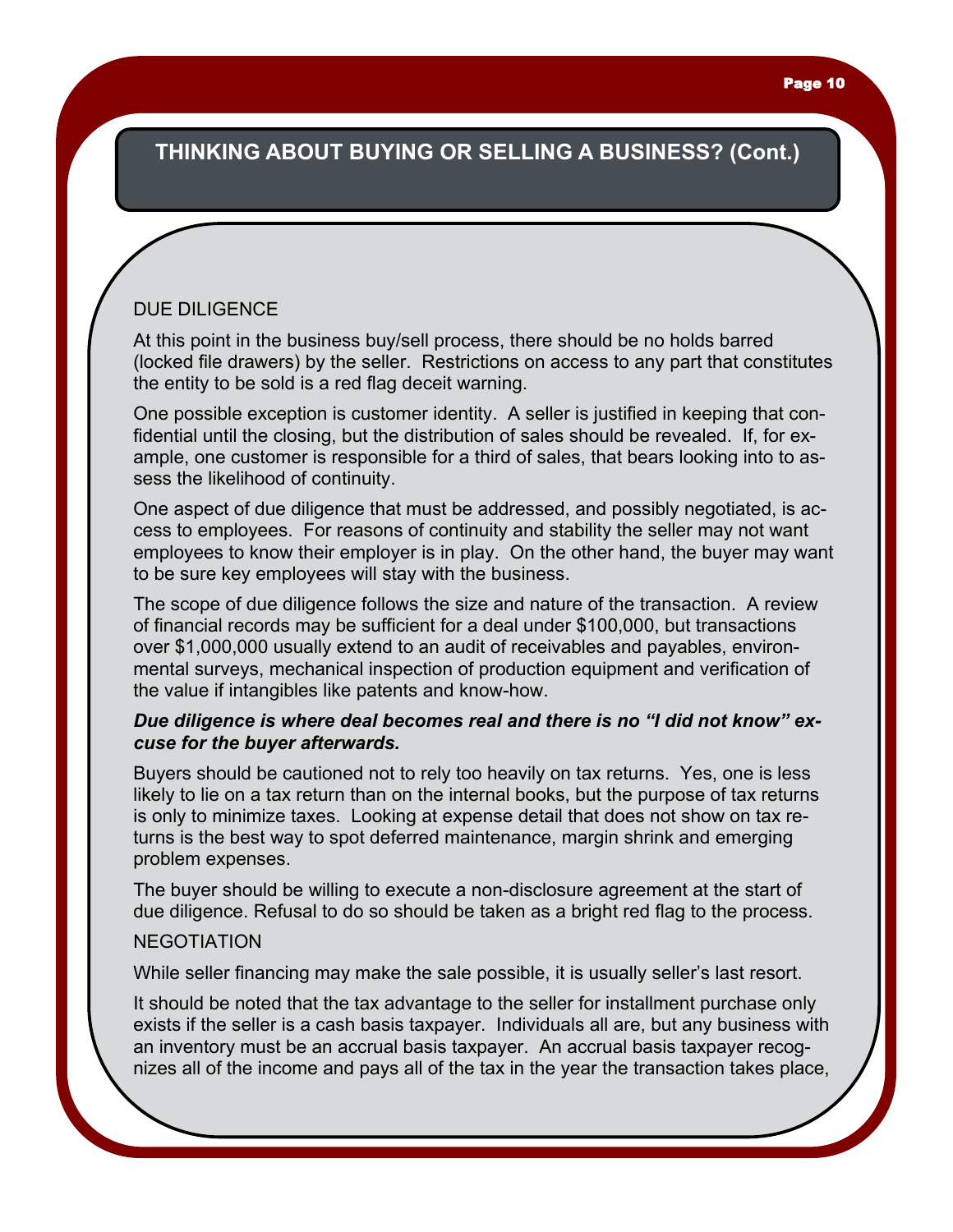## THINKING ABOUT BUYING OR SELLING A BUSINESS? (Cont.)

### DUE DILIGENCE

At this point in the business buy/sell process, there should be no holds barred (locked file drawers) by the seller. Restrictions on access to any part that constitutes the entity to be sold is a red flag deceit warning.

One possible exception is customer identity. A seller is justified in keeping that confidential until the closing, but the distribution of sales should be revealed. If, for example, one customer is responsible for a third of sales, that bears looking into to assess the likelihood of continuity.

One aspect of due diligence that must be addressed, and possibly negotiated, is access to employees. For reasons of continuity and stability the seller may not want employees to know their employer is in play. On the other hand, the buyer may want to be sure key employees will stay with the business.

The scope of due diligence follows the size and nature of the transaction. A review of financial records may be sufficient for a deal under $100,000, but transactions over $1,000,000 usually extend to an audit of receivables and payables, environmental surveys, mechanical inspection of production equipment and verification of the value if intangibles like patents and know-how.

***Due diligence is where deal becomes real and there is no "I did not know" excuse for the buyer afterwards.***

Buyers should be cautioned not to rely too heavily on tax returns. Yes, one is less likely to lie on a tax return than on the internal books, but the purpose of tax returns is only to minimize taxes. Looking at expense detail that does not show on tax returns is the best way to spot deferred maintenance, margin shrink and emerging problem expenses.

The buyer should be willing to execute a non-disclosure agreement at the start of due diligence. Refusal to do so should be taken as a bright red flag to the process.

### NEGOTIATION

While seller financing may make the sale possible, it is usually seller's last resort.

It should be noted that the tax advantage to the seller for installment purchase only exists if the seller is a cash basis taxpayer. Individuals all are, but any business with an inventory must be an accrual basis taxpayer. An accrual basis taxpayer recognizes all of the income and pays all of the tax in the year the transaction takes place,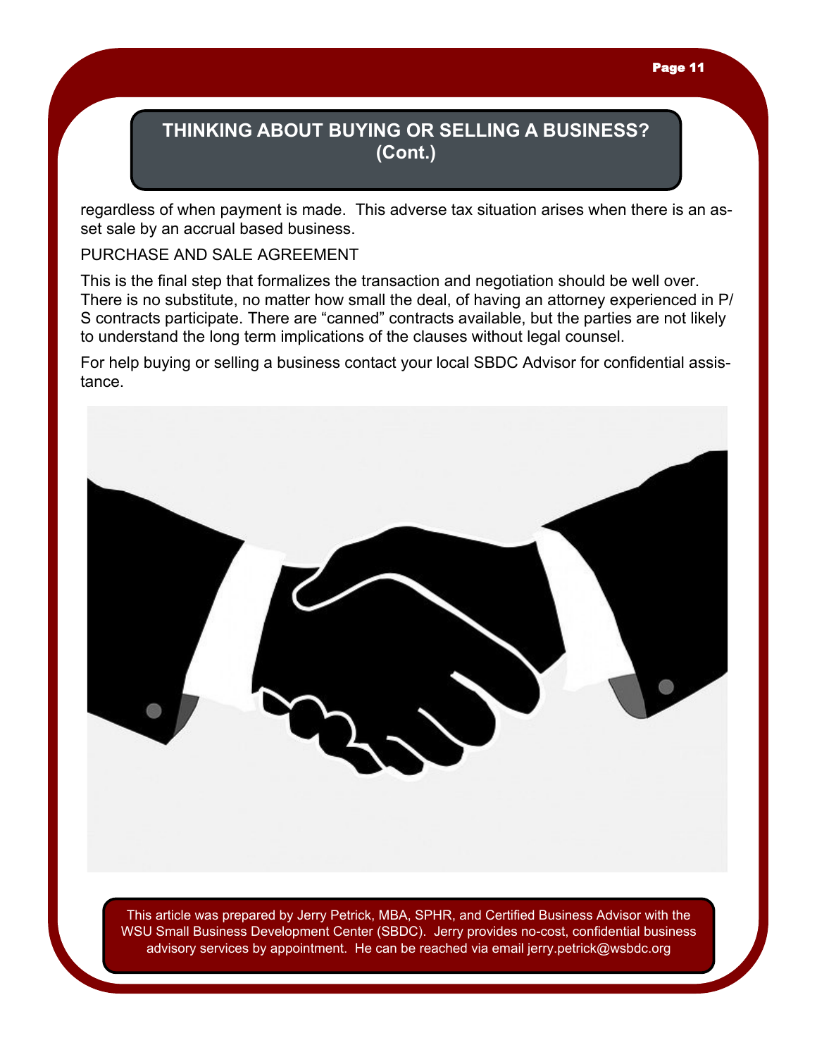## THINKING ABOUT BUYING OR SELLING A BUSINESS? (Cont.)

regardless of when payment is made. This adverse tax situation arises when there is an asset sale by an accrual based business.

PURCHASE AND SALE AGREEMENT

This is the final step that formalizes the transaction and negotiation should be well over. There is no substitute, no matter how small the deal, of having an attorney experienced in P/S contracts participate. There are "canned" contracts available, but the parties are not likely to understand the long term implications of the clauses without legal counsel.

For help buying or selling a business contact your local SBDC Advisor for confidential assistance.

This article was prepared by Jerry Petrick, MBA, SPHR, and Certified Business Advisor with the WSU Small Business Development Center (SBDC). Jerry provides no-cost, confidential business advisory services by appointment. He can be reached via email jerry.petrick@wsbdc.org